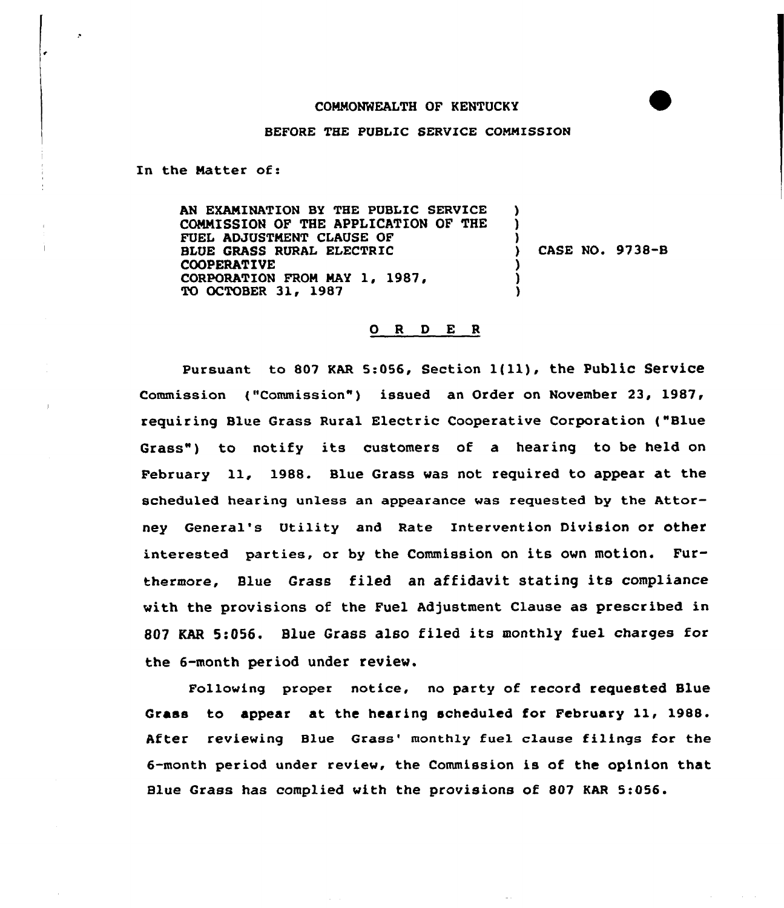COMMONWEALTH OF KENTUCKY

BEFORE THE PUBLIC SERVICE COMMISSION

In the Matter of:

| | | |
|---|---|---|
| AN EXAMINATION BY THE PUBLIC SERVICE COMMISSION OF THE APPLICATION OF THE FUEL ADJUSTMENT CLAUSE OF BLUE GRASS RURAL ELECTRIC COOPERATIVE CORPORATION FROM MAY 1, 1987, TO OCTOBER 31, 1987 | ) | CASE NO. 9738-B |

## O R D E R

Pursuant to 807 KAR 5:056, Section 1(11), the Public Service Commission ("Commission") issued an Order on November 23, 1987, requiring Blue Grass Rural Electric Cooperative Corporation ("Blue Grass") to notify its customers of a hearing to be held on February 11, 1988. Blue Grass was not required to appear at the scheduled hearing unless an appearance was requested by the Attorney General's Utility and Rate Intervention Division or other interested parties, or by the Commission on its own motion. Furthermore, Blue Grass filed an affidavit stating its compliance with the provisions of the Fuel Adjustment Clause as prescribed in 807 KAR 5:056. Blue Grass also filed its monthly fuel charges for the 6-month period under review.

Following proper notice, no party of record requested Blue Grass to appear at the hearing scheduled for February 11, 1988. After reviewing Blue Grass' monthly fuel clause filings for the 6-month period under review, the Commission is of the opinion that Blue Grass has complied with the provisions of 807 KAR 5:056.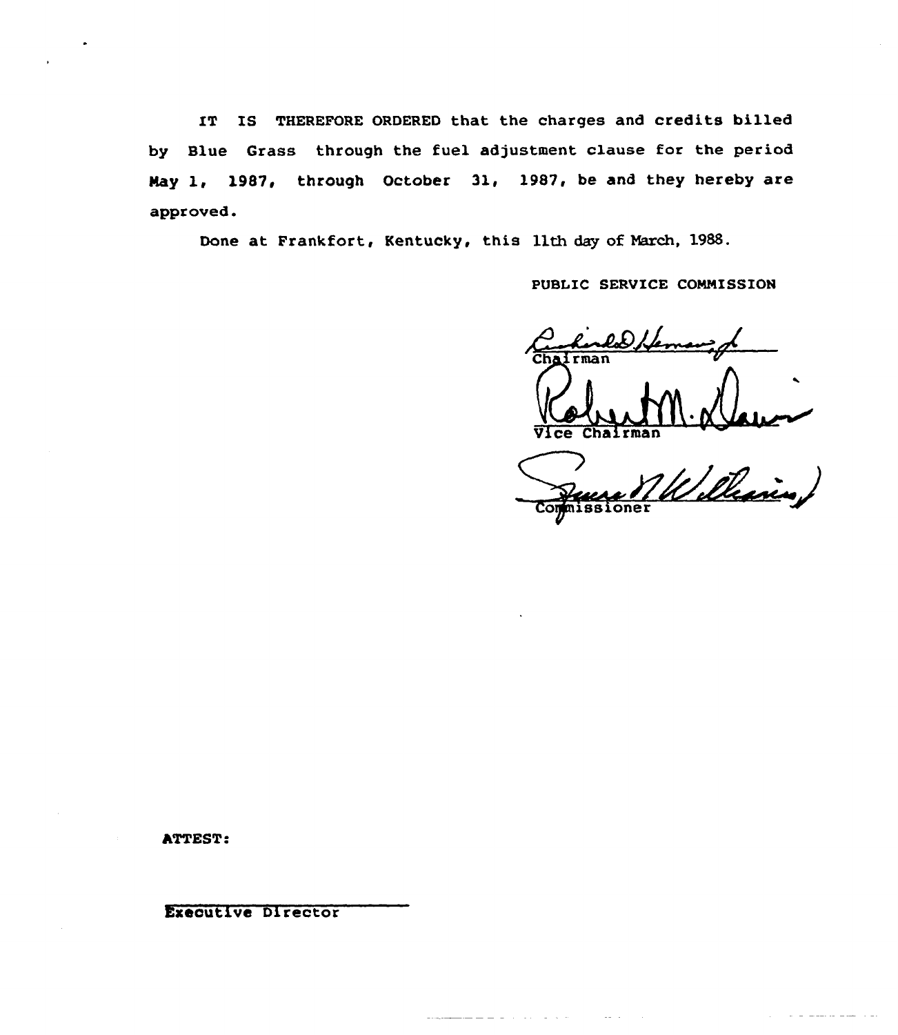IT IS THEREFORE ORDERED that the charges and credits billed by Blue Grass through the fuel adjustment clause for the period May 1, 1987, through October 31, 1987, be and they hereby are approved.

Done at Frankfort, Kentucky, this 11th day of March, 1988.

PUBLIC SERVICE COMMISSION

Chairman

Vice Chairman

Commissioner

ATTEST:

Executive Director